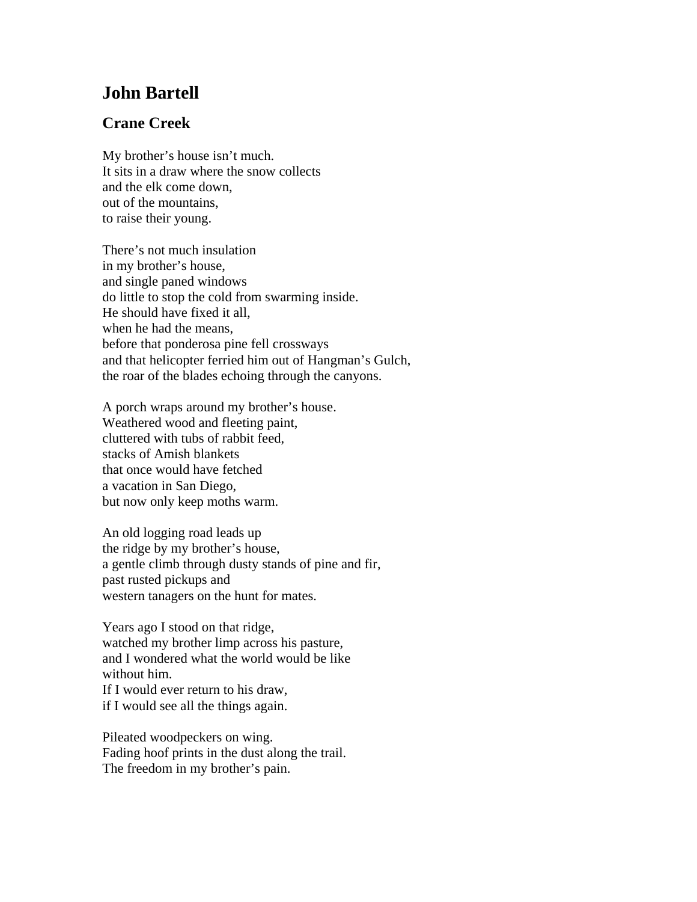# John Bartell

## Crane Creek

My brother's house isn't much.
It sits in a draw where the snow collects
and the elk come down,
out of the mountains,
to raise their young.

There's not much insulation
in my brother's house,
and single paned windows
do little to stop the cold from swarming inside.
He should have fixed it all,
when he had the means,
before that ponderosa pine fell crossways
and that helicopter ferried him out of Hangman's Gulch,
the roar of the blades echoing through the canyons.

A porch wraps around my brother's house.
Weathered wood and fleeting paint,
cluttered with tubs of rabbit feed,
stacks of Amish blankets
that once would have fetched
a vacation in San Diego,
but now only keep moths warm.

An old logging road leads up
the ridge by my brother's house,
a gentle climb through dusty stands of pine and fir,
past rusted pickups and
western tanagers on the hunt for mates.

Years ago I stood on that ridge,
watched my brother limp across his pasture,
and I wondered what the world would be like
without him.
If I would ever return to his draw,
if I would see all the things again.

Pileated woodpeckers on wing.
Fading hoof prints in the dust along the trail.
The freedom in my brother's pain.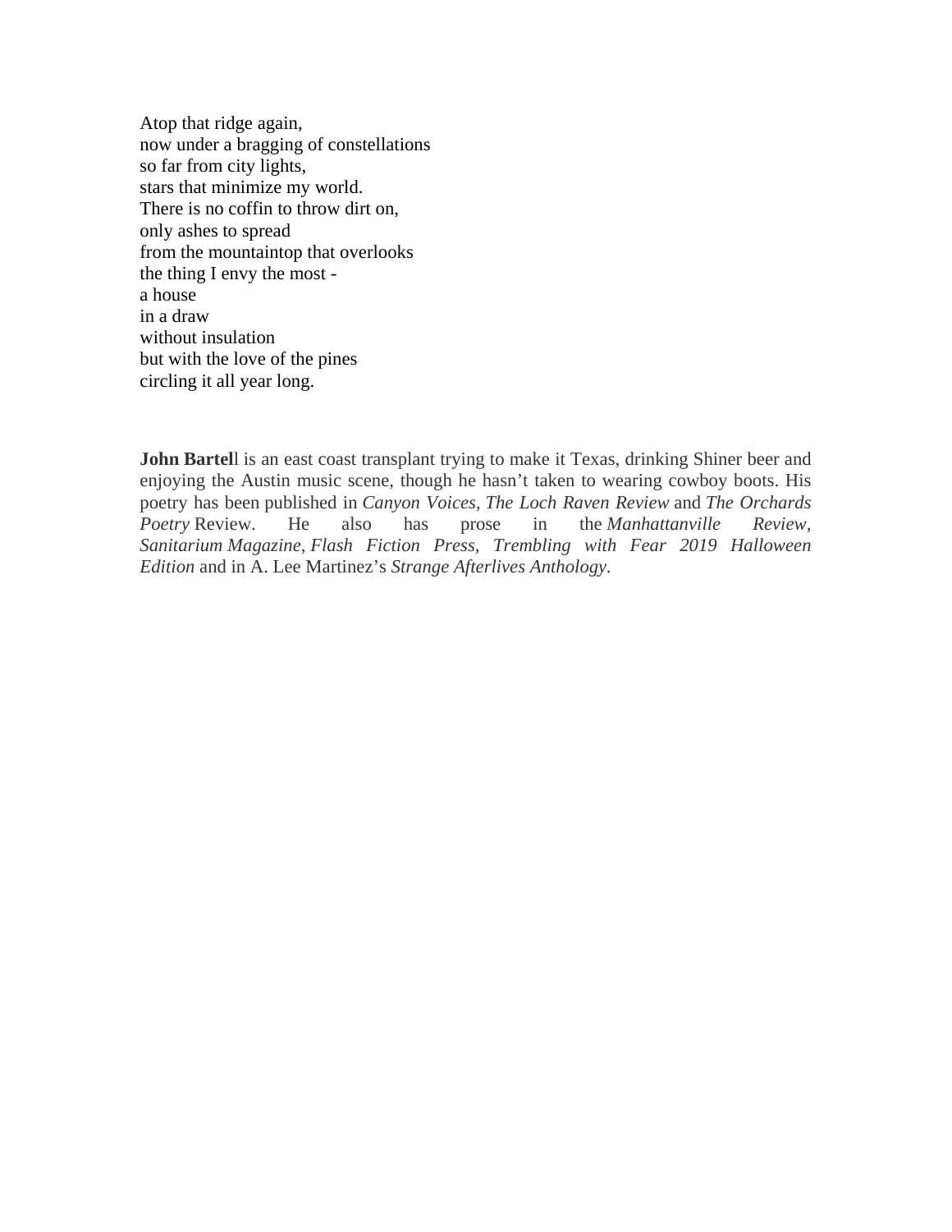Atop that ridge again,  
now under a bragging of constellations  
so far from city lights,  
stars that minimize my world.  
There is no coffin to throw dirt on,  
only ashes to spread  
from the mountaintop that overlooks  
the thing I envy the most -  
a house  
in a draw  
without insulation  
but with the love of the pines  
circling it all year long.

**John Bartel**l is an east coast transplant trying to make it Texas, drinking Shiner beer and enjoying the Austin music scene, though he hasn't taken to wearing cowboy boots. His poetry has been published in *Canyon Voices*, *The Loch Raven Review* and *The Orchards Poetry* Review. He also has prose in the *Manhattanville Review*, *Sanitarium Magazine*, *Flash Fiction Press*, *Trembling with Fear 2019 Halloween Edition* and in A. Lee Martinez's *Strange Afterlives Anthology*.